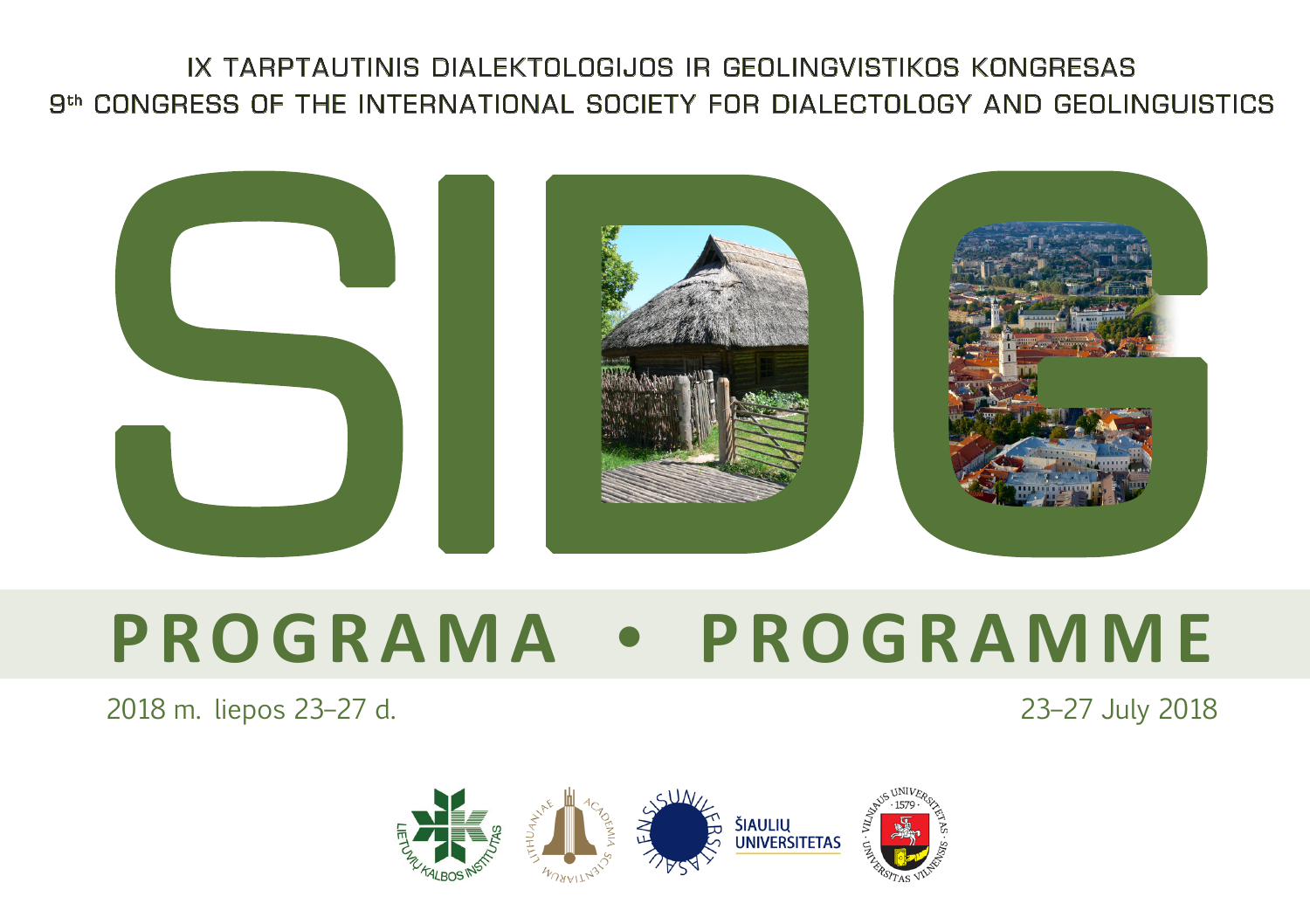IX TARPTAUTINIS DIALEKTOLOGIJOS IR GEOLINGVISTIKOS KONGRESAS

9th CONGRESS OF THE INTERNATIONAL SOCIETY FOR DIALECTOLOGY AND GEOLINGUISTICS

# SIDG

## PROGRAMA • PROGRAMME

2018 m. liepos 23–27 d.

23–27 July 2018

LIETUVIŲ KALBOS INSTITUTAS

LITHUANIAE ACADEMIA SCIENTIARUM

ŠIAULIŲ UNIVERSITETAS

VILNIAUS UNIVERSITETAS · 1579 · UNIVERSITAS VILNENSIS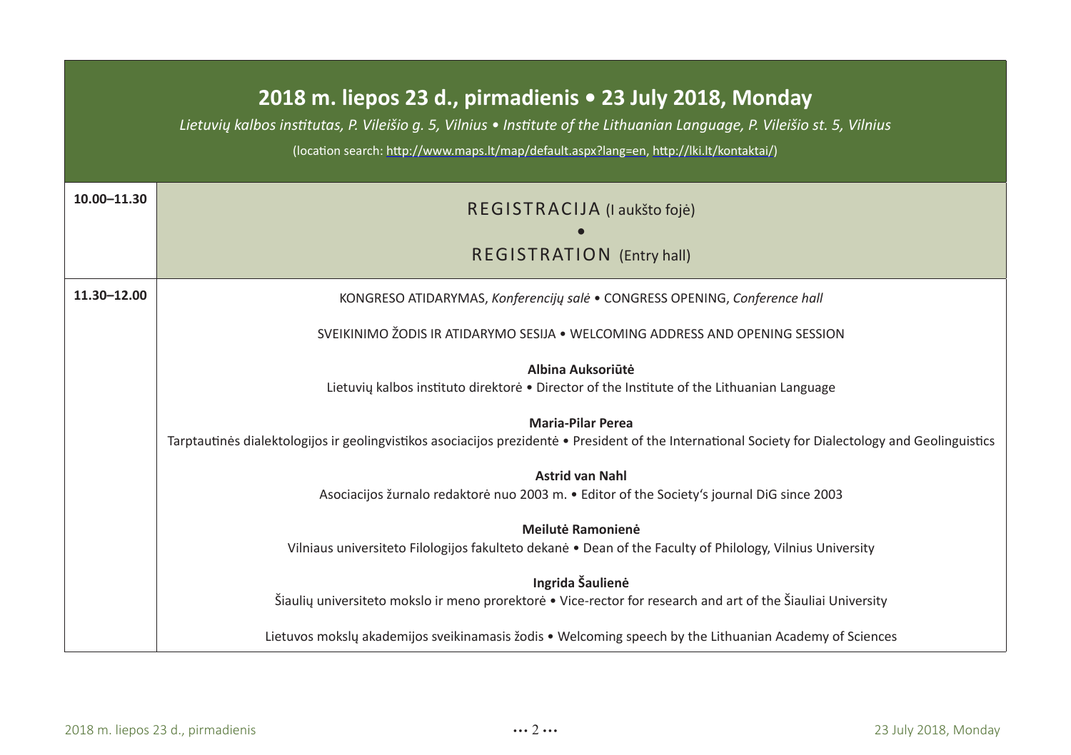## 2018 m. liepos 23 d., pirmadienis • 23 July 2018, Monday

*Lietuvių kalbos institutas, P. Vileišio g. 5, Vilnius • Institute of the Lithuanian Language, P. Vileišio st. 5, Vilnius*

(location search: http://www.maps.lt/map/default.aspx?lang=en, http://lki.lt/kontaktai/)

| | |
|---|---|
| **10.00–11.30** | REGISTRACIJA (I aukšto fojė) • REGISTRATION (Entry hall) |
| **11.30–12.00** | KONGRESO ATIDARYMAS, *Konferencijų salė* • CONGRESS OPENING, *Conference hall*<br><br>SVEIKINIMO ŽODIS IR ATIDARYMO SESIJA • WELCOMING ADDRESS AND OPENING SESSION<br><br>**Albina Auksoriūtė**<br>Lietuvių kalbos instituto direktorė • Director of the Institute of the Lithuanian Language<br><br>**Maria-Pilar Perea**<br>Tarptautinės dialektologijos ir geolingvistikos asociacijos prezidentė • President of the International Society for Dialectology and Geolinguistics<br><br>**Astrid van Nahl**<br>Asociacijos žurnalo redaktorė nuo 2003 m. • Editor of the Society's journal DiG since 2003<br><br>**Meilutė Ramonienė**<br>Vilniaus universiteto Filologijos fakulteto dekanė • Dean of the Faculty of Philology, Vilnius University<br><br>**Ingrida Šaulienė**<br>Šiaulių universiteto mokslo ir meno prorektorė • Vice-rector for research and art of the Šiauliai University<br><br>Lietuvos mokslų akademijos sveikinamasis žodis • Welcoming speech by the Lithuanian Academy of Sciences |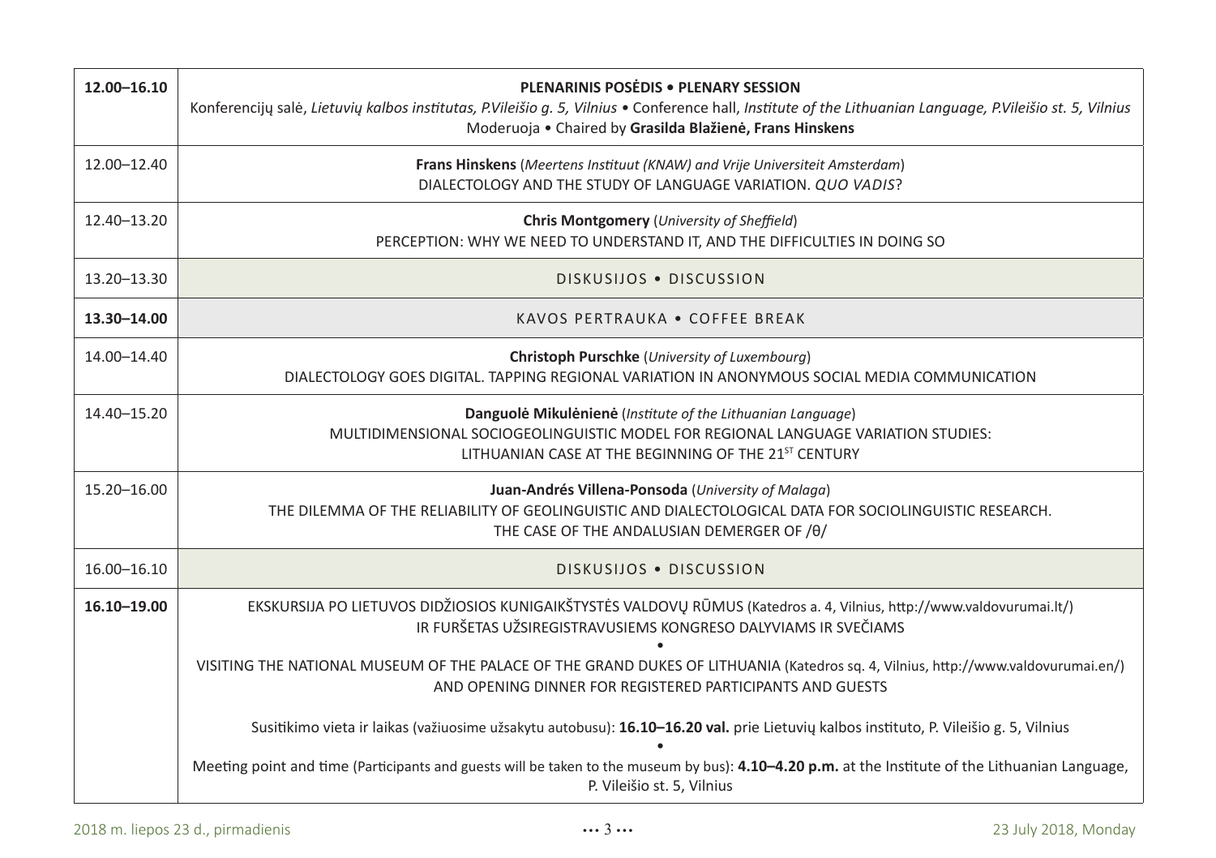| | |
|---|---|
| **12.00–16.10** | **PLENARINIS POSĖDIS • PLENARY SESSION**<br>Konferencijų salė, *Lietuvių kalbos institutas, P.Vileišio g. 5, Vilnius* • Conference hall, *Institute of the Lithuanian Language, P.Vileišio st. 5, Vilnius*<br>Moderuoja • Chaired by **Grasilda Blažienė, Frans Hinskens** |
| 12.00–12.40 | **Frans Hinskens** (*Meertens Instituut (KNAW) and Vrije Universiteit Amsterdam*)<br>DIALECTOLOGY AND THE STUDY OF LANGUAGE VARIATION. *QUO VADIS*? |
| 12.40–13.20 | **Chris Montgomery** (*University of Sheffield*)<br>PERCEPTION: WHY WE NEED TO UNDERSTAND IT, AND THE DIFFICULTIES IN DOING SO |
| 13.20–13.30 | DISKUSIJOS • DISCUSSION |
| **13.30–14.00** | KAVOS PERTRAUKA • COFFEE BREAK |
| 14.00–14.40 | **Christoph Purschke** (*University of Luxembourg*)<br>DIALECTOLOGY GOES DIGITAL. TAPPING REGIONAL VARIATION IN ANONYMOUS SOCIAL MEDIA COMMUNICATION |
| 14.40–15.20 | **Danguolė Mikulėnienė** (*Institute of the Lithuanian Language*)<br>MULTIDIMENSIONAL SOCIOGEOLINGUISTIC MODEL FOR REGIONAL LANGUAGE VARIATION STUDIES:<br>LITHUANIAN CASE AT THE BEGINNING OF THE 21ST CENTURY |
| 15.20–16.00 | **Juan-Andrés Villena-Ponsoda** (*University of Malaga*)<br>THE DILEMMA OF THE RELIABILITY OF GEOLINGUISTIC AND DIALECTOLOGICAL DATA FOR SOCIOLINGUISTIC RESEARCH.<br>THE CASE OF THE ANDALUSIAN DEMERGER OF /θ/ |
| 16.00–16.10 | DISKUSIJOS • DISCUSSION |
| **16.10–19.00** | EKSKURSIJA PO LIETUVOS DIDŽIOSIOS KUNIGAIKŠTYSTĖS VALDOVŲ RŪMUS (Katedros a. 4, Vilnius, http://www.valdovurumai.lt/)<br>IR FURŠETAS UŽSIREGISTRAVUSIEMS KONGRESO DALYVIAMS IR SVEČIAMS<br>•<br>VISITING THE NATIONAL MUSEUM OF THE PALACE OF THE GRAND DUKES OF LITHUANIA (Katedros sq. 4, Vilnius, http://www.valdovurumai.en/)<br>AND OPENING DINNER FOR REGISTERED PARTICIPANTS AND GUESTS<br><br>Susitikimo vieta ir laikas (važiuosime užsakytu autobusu): **16.10–16.20 val.** prie Lietuvių kalbos instituto, P. Vileišio g. 5, Vilnius<br>•<br>Meeting point and time (Participants and guests will be taken to the museum by bus): **4.10–4.20 p.m.** at the Institute of the Lithuanian Language, P. Vileišio st. 5, Vilnius |

2018 m. liepos 23 d., pirmadienis — 23 July 2018, Monday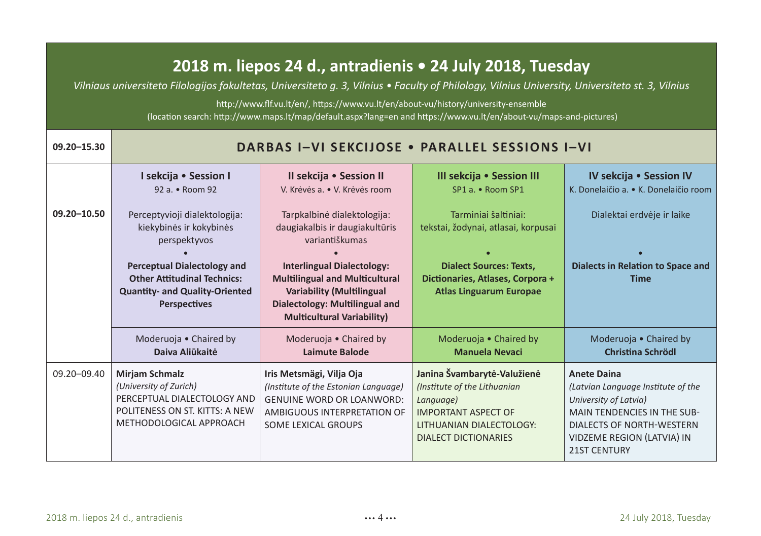# 2018 m. liepos 24 d., antradienis • 24 July 2018, Tuesday

*Vilniaus universiteto Filologijos fakultetas, Universiteto g. 3, Vilnius • Faculty of Philology, Vilnius University, Universiteto st. 3, Vilnius*

http://www.flf.vu.lt/en/, https://www.vu.lt/en/about-vu/history/university-ensemble
(location search: http://www.maps.lt/map/default.aspx?lang=en and https://www.vu.lt/en/about-vu/maps-and-pictures)

| 09.20–15.30 | DARBAS I–VI SEKCIJOSE • PARALLEL SESSIONS I–VI | | | |
|---|---|---|---|---|
| 09.20–10.50 | **I sekcija • Session I**<br>92 a. • Room 92<br><br>Perceptyvioji dialektologija: kiekybinės ir kokybinės perspektyvos<br>•<br>**Perceptual Dialectology and Other Attitudinal Technics: Quantity- and Quality-Oriented Perspectives** | **II sekcija • Session II**<br>V. Krėvės a. • V. Krėvės room<br><br>Tarpkalbinė dialektologija: daugiakalbis ir daugiakultūris variantiškumas<br>•<br>**Interlingual Dialectology: Multilingual and Multicultural Variability (Multilingual Dialectology: Multilingual and Multicultural Variability)** | **III sekcija • Session III**<br>SP1 a. • Room SP1<br><br>Tarminiai šaltiniai: tekstai, žodynai, atlasai, korpusai<br>•<br>**Dialect Sources: Texts, Dictionaries, Atlases, Corpora + Atlas Linguarum Europae** | **IV sekcija • Session IV**<br>K. Donelaičio a. • K. Donelaičio room<br><br>Dialektai erdvėje ir laike<br>•<br>**Dialects in Relation to Space and Time** |
| | Moderuoja • Chaired by<br>**Daiva Aliūkaitė** | Moderuoja • Chaired by<br>**Laimute Balode** | Moderuoja • Chaired by<br>**Manuela Nevaci** | Moderuoja • Chaired by<br>**Christina Schrödl** |
| 09.20–09.40 | **Mirjam Schmalz**<br>*(University of Zurich)*<br>PERCEPTUAL DIALECTOLOGY AND POLITENESS ON ST. KITTS: A NEW METHODOLOGICAL APPROACH | **Iris Metsmägi, Vilja Oja**<br>*(Institute of the Estonian Language)*<br>GENUINE WORD OR LOANWORD: AMBIGUOUS INTERPRETATION OF SOME LEXICAL GROUPS | **Janina Švambarytė-Valužienė**<br>*(Institute of the Lithuanian Language)*<br>IMPORTANT ASPECT OF LITHUANIAN DIALECTOLOGY: DIALECT DICTIONARIES | **Anete Daina**<br>*(Latvian Language Institute of the University of Latvia)*<br>MAIN TENDENCIES IN THE SUB-DIALECTS OF NORTH-WESTERN VIDZEME REGION (LATVIA) IN 21ST CENTURY |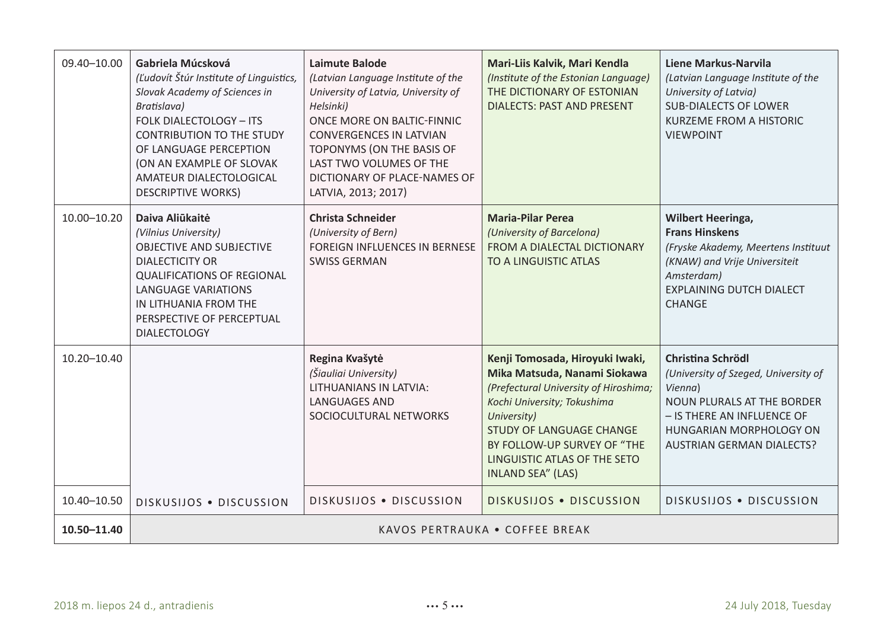| | | | | |
|---|---|---|---|---|
| 09.40–10.00 | **Gabriela Múcsková**<br>*(Ľudovít Štúr Institute of Linguistics, Slovak Academy of Sciences in Bratislava)*<br>FOLK DIALECTOLOGY – ITS CONTRIBUTION TO THE STUDY OF LANGUAGE PERCEPTION (ON AN EXAMPLE OF SLOVAK AMATEUR DIALECTOLOGICAL DESCRIPTIVE WORKS) | **Laimute Balode**<br>*(Latvian Language Institute of the University of Latvia, University of Helsinki)*<br>ONCE MORE ON BALTIC-FINNIC CONVERGENCES IN LATVIAN TOPONYMS (ON THE BASIS OF LAST TWO VOLUMES OF THE DICTIONARY OF PLACE-NAMES OF LATVIA, 2013; 2017) | **Mari-Liis Kalvik, Mari Kendla**<br>*(Institute of the Estonian Language)*<br>THE DICTIONARY OF ESTONIAN DIALECTS: PAST AND PRESENT | **Liene Markus-Narvila**<br>*(Latvian Language Institute of the University of Latvia)*<br>SUB-DIALECTS OF LOWER KURZEME FROM A HISTORIC VIEWPOINT |
| 10.00–10.20 | **Daiva Aliūkaitė**<br>*(Vilnius University)*<br>OBJECTIVE AND SUBJECTIVE DIALECTICITY OR QUALIFICATIONS OF REGIONAL LANGUAGE VARIATIONS IN LITHUANIA FROM THE PERSPECTIVE OF PERCEPTUAL DIALECTOLOGY | **Christa Schneider**<br>*(University of Bern)*<br>FOREIGN INFLUENCES IN BERNESE SWISS GERMAN | **Maria-Pilar Perea**<br>*(University of Barcelona)*<br>FROM A DIALECTAL DICTIONARY TO A LINGUISTIC ATLAS | **Wilbert Heeringa, Frans Hinskens**<br>*(Fryske Akademy, Meertens Instituut (KNAW) and Vrije Universiteit Amsterdam)*<br>EXPLAINING DUTCH DIALECT CHANGE |
| 10.20–10.40 | | **Regina Kvašytė**<br>*(Šiauliai University)*<br>LITHUANIANS IN LATVIA: LANGUAGES AND SOCIOCULTURAL NETWORKS | **Kenji Tomosada, Hiroyuki Iwaki, Mika Matsuda, Nanami Siokawa**<br>*(Prefectural University of Hiroshima; Kochi University; Tokushima University)*<br>STUDY OF LANGUAGE CHANGE BY FOLLOW-UP SURVEY OF "THE LINGUISTIC ATLAS OF THE SETO INLAND SEA" (LAS) | **Christina Schrödl**<br>*(University of Szeged, University of Vienna)*<br>NOUN PLURALS AT THE BORDER – IS THERE AN INFLUENCE OF HUNGARIAN MORPHOLOGY ON AUSTRIAN GERMAN DIALECTS? |
| 10.40–10.50 | DISKUSIJOS • DISCUSSION | DISKUSIJOS • DISCUSSION | DISKUSIJOS • DISCUSSION | DISKUSIJOS • DISCUSSION |
| **10.50–11.40** | KAVOS PERTRAUKA • COFFEE BREAK | | | |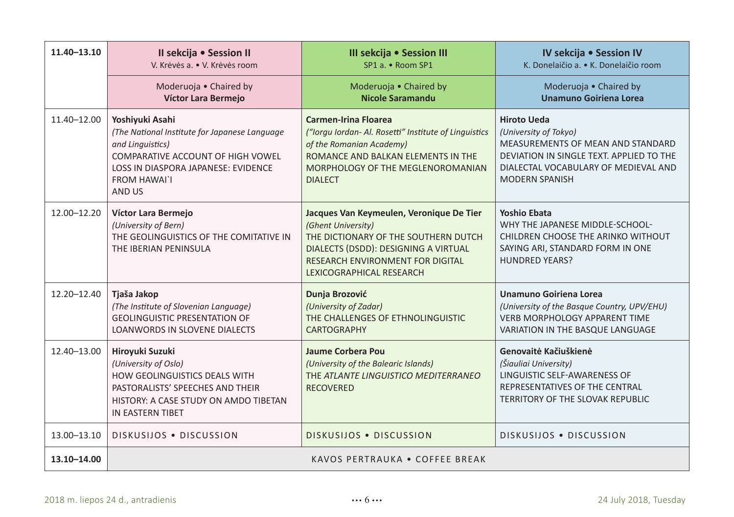| 11.40–13.10 | **II sekcija • Session II** V. Krėvės a. • V. Krėvės room | **III sekcija • Session III** SP1 a. • Room SP1 | **IV sekcija • Session IV** K. Donelaičio a. • K. Donelaičio room |
|---|---|---|---|
| | Moderuoja • Chaired by **Víctor Lara Bermejo** | Moderuoja • Chaired by **Nicole Saramandu** | Moderuoja • Chaired by **Unamuno Goiriena Lorea** |
| 11.40–12.00 | **Yoshiyuki Asahi** *(The National Institute for Japanese Language and Linguistics)* COMPARATIVE ACCOUNT OF HIGH VOWEL LOSS IN DIASPORA JAPANESE: EVIDENCE FROM HAWAI`I AND US | **Carmen-Irina Floarea** *("Iorgu Iordan- Al. Rosetti" Institute of Linguistics of the Romanian Academy)* ROMANCE AND BALKAN ELEMENTS IN THE MORPHOLOGY OF THE MEGLENOROMANIAN DIALECT | **Hiroto Ueda** *(University of Tokyo)* MEASUREMENTS OF MEAN AND STANDARD DEVIATION IN SINGLE TEXT. APPLIED TO THE DIALECTAL VOCABULARY OF MEDIEVAL AND MODERN SPANISH |
| 12.00–12.20 | **Víctor Lara Bermejo** *(University of Bern)* THE GEOLINGUISTICS OF THE COMITATIVE IN THE IBERIAN PENINSULA | **Jacques Van Keymeulen, Veronique De Tier** *(Ghent University)* THE DICTIONARY OF THE SOUTHERN DUTCH DIALECTS (DSDD): DESIGNING A VIRTUAL RESEARCH ENVIRONMENT FOR DIGITAL LEXICOGRAPHICAL RESEARCH | **Yoshio Ebata** WHY THE JAPANESE MIDDLE-SCHOOL-CHILDREN CHOOSE THE ARINKO WITHOUT SAYING ARI, STANDARD FORM IN ONE HUNDRED YEARS? |
| 12.20–12.40 | **Tjaša Jakop** *(The Institute of Slovenian Language)* GEOLINGUISTIC PRESENTATION OF LOANWORDS IN SLOVENE DIALECTS | **Dunja Brozović** *(University of Zadar)* THE CHALLENGES OF ETHNOLINGUISTIC CARTOGRAPHY | **Unamuno Goiriena Lorea** *(University of the Basque Country, UPV/EHU)* VERB MORPHOLOGY APPARENT TIME VARIATION IN THE BASQUE LANGUAGE |
| 12.40–13.00 | **Hiroyuki Suzuki** *(University of Oslo)* HOW GEOLINGUISTICS DEALS WITH PASTORALISTS' SPEECHES AND THEIR HISTORY: A CASE STUDY ON AMDO TIBETAN IN EASTERN TIBET | **Jaume Corbera Pou** *(University of the Balearic Islands)* THE *ATLANTE LINGUISTICO MEDITERRANEO* RECOVERED | **Genovaitė Kačiuškienė** *(Šiauliai University)* LINGUISTIC SELF-AWARENESS OF REPRESENTATIVES OF THE CENTRAL TERRITORY OF THE SLOVAK REPUBLIC |
| 13.00–13.10 | DISKUSIJOS • DISCUSSION | DISKUSIJOS • DISCUSSION | DISKUSIJOS • DISCUSSION |
| **13.10–14.00** | KAVOS PERTRAUKA • COFFEE BREAK | | |

2018 m. liepos 24 d., antradienis

24 July 2018, Tuesday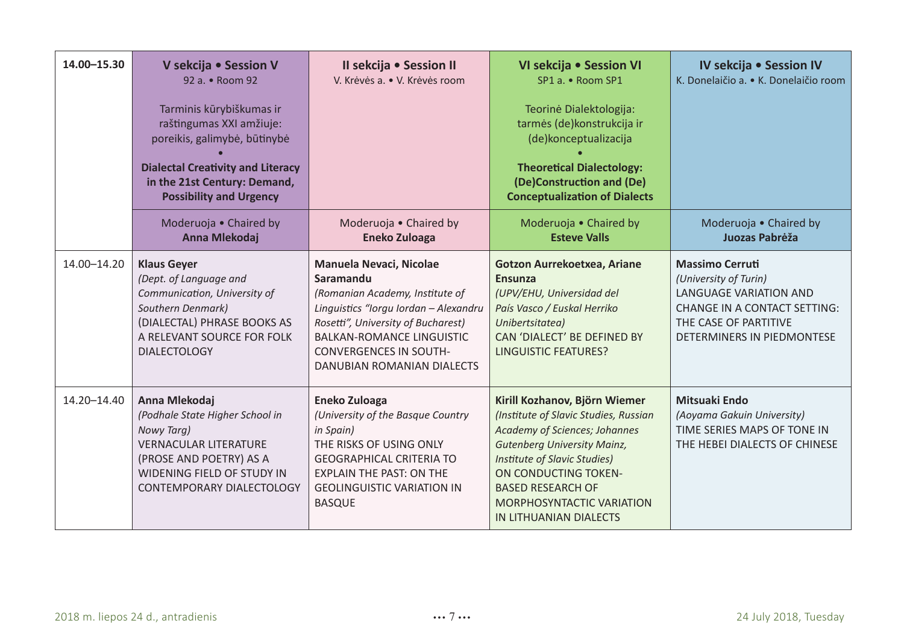| 14.00–15.30 | **V sekcija • Session V**<br>92 a. • Room 92<br><br>Tarminis kūrybiškumas ir raštingumas XXI amžiuje: poreikis, galimybė, būtinybė<br>•<br>**Dialectal Creativity and Literacy in the 21st Century: Demand, Possibility and Urgency** | **II sekcija • Session II**<br>V. Krėvės a. • V. Krėvės room | **VI sekcija • Session VI**<br>SP1 a. • Room SP1<br><br>Teorinė Dialektologija: tarmės (de)konstrukcija ir (de)konceptualizacija<br>•<br>**Theoretical Dialectology: (De)Construction and (De) Conceptualization of Dialects** | **IV sekcija • Session IV**<br>K. Donelaičio a. • K. Donelaičio room |
|---|---|---|---|---|
| | Moderuoja • Chaired by<br>**Anna Mlekodaj** | Moderuoja • Chaired by<br>**Eneko Zuloaga** | Moderuoja • Chaired by<br>**Esteve Valls** | Moderuoja • Chaired by<br>**Juozas Pabrėža** |
| 14.00–14.20 | **Klaus Geyer**<br>*(Dept. of Language and Communication, University of Southern Denmark)*<br>(DIALECTAL) PHRASE BOOKS AS A RELEVANT SOURCE FOR FOLK DIALECTOLOGY | **Manuela Nevaci, Nicolae Saramandu**<br>*(Romanian Academy, Institute of Linguistics "Iorgu Iordan – Alexandru Rosetti", University of Bucharest)*<br>BALKAN-ROMANCE LINGUISTIC CONVERGENCES IN SOUTH-DANUBIAN ROMANIAN DIALECTS | **Gotzon Aurrekoetxea, Ariane Ensunza**<br>*(UPV/EHU, Universidad del País Vasco / Euskal Herriko Unibertsitatea)*<br>CAN 'DIALECT' BE DEFINED BY LINGUISTIC FEATURES? | **Massimo Cerruti**<br>*(University of Turin)*<br>LANGUAGE VARIATION AND CHANGE IN A CONTACT SETTING: THE CASE OF PARTITIVE DETERMINERS IN PIEDMONTESE |
| 14.20–14.40 | **Anna Mlekodaj**<br>*(Podhale State Higher School in Nowy Targ)*<br>VERNACULAR LITERATURE (PROSE AND POETRY) AS A WIDENING FIELD OF STUDY IN CONTEMPORARY DIALECTOLOGY | **Eneko Zuloaga**<br>*(University of the Basque Country in Spain)*<br>THE RISKS OF USING ONLY GEOGRAPHICAL CRITERIA TO EXPLAIN THE PAST: ON THE GEOLINGUISTIC VARIATION IN BASQUE | **Kirill Kozhanov, Björn Wiemer**<br>*(Institute of Slavic Studies, Russian Academy of Sciences; Johannes Gutenberg University Mainz, Institute of Slavic Studies)*<br>ON CONDUCTING TOKEN-BASED RESEARCH OF MORPHOSYNTACTIC VARIATION IN LITHUANIAN DIALECTS | **Mitsuaki Endo**<br>*(Aoyama Gakuin University)*<br>TIME SERIES MAPS OF TONE IN THE HEBEI DIALECTS OF CHINESE |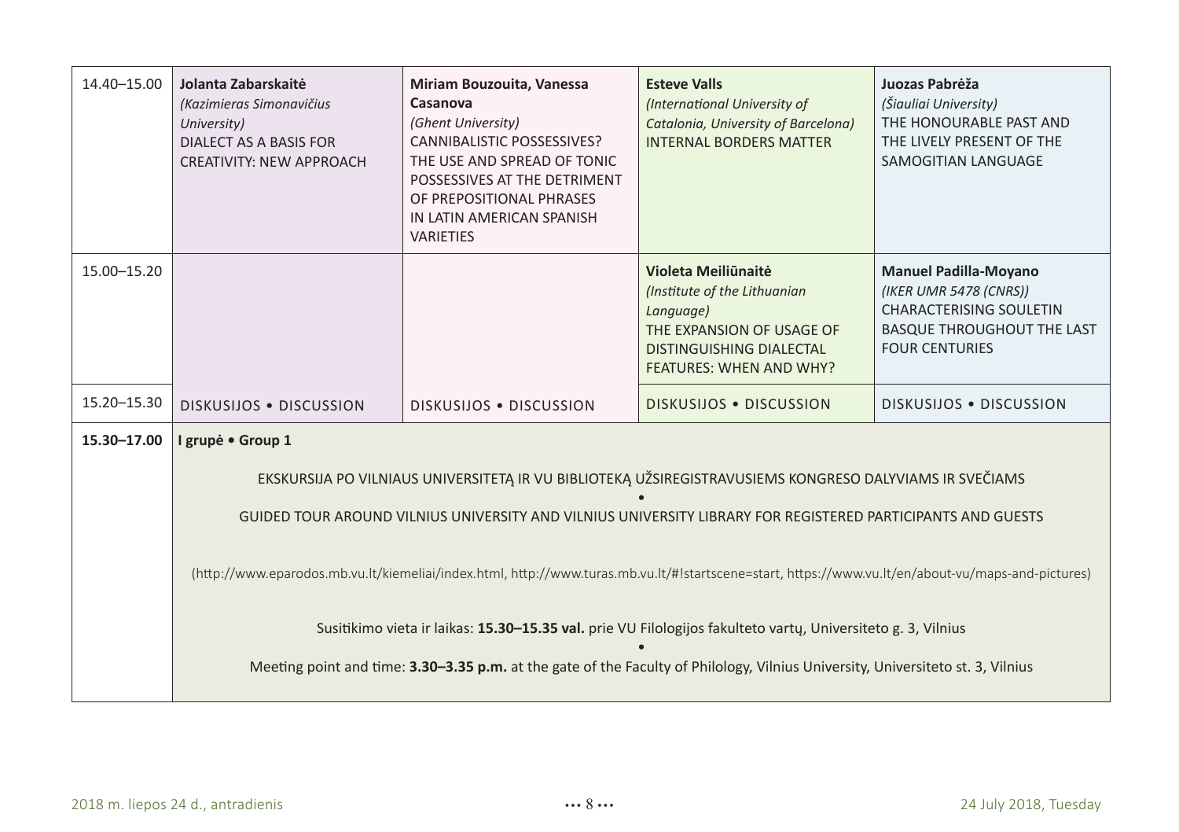| | | | | |
|---|---|---|---|---|
| 14.40–15.00 | **Jolanta Zabarskaitė** *(Kazimieras Simonavičius University)* DIALECT AS A BASIS FOR CREATIVITY: NEW APPROACH | **Miriam Bouzouita, Vanessa Casanova** *(Ghent University)* CANNIBALISTIC POSSESSIVES? THE USE AND SPREAD OF TONIC POSSESSIVES AT THE DETRIMENT OF PREPOSITIONAL PHRASES IN LATIN AMERICAN SPANISH VARIETIES | **Esteve Valls** *(International University of Catalonia, University of Barcelona)* INTERNAL BORDERS MATTER | **Juozas Pabrėža** *(Šiauliai University)* THE HONOURABLE PAST AND THE LIVELY PRESENT OF THE SAMOGITIAN LANGUAGE |
| 15.00–15.20 | | | **Violeta Meiliūnaitė** *(Institute of the Lithuanian Language)* THE EXPANSION OF USAGE OF DISTINGUISHING DIALECTAL FEATURES: WHEN AND WHY? | **Manuel Padilla-Moyano** *(IKER UMR 5478 (CNRS))* CHARACTERISING SOULETIN BASQUE THROUGHOUT THE LAST FOUR CENTURIES |
| 15.20–15.30 | DISKUSIJOS • DISCUSSION | DISKUSIJOS • DISCUSSION | DISKUSIJOS • DISCUSSION | DISKUSIJOS • DISCUSSION |
| **15.30–17.00** | **I grupė • Group 1** | | | |

EKSKURSIJA PO VILNIAUS UNIVERSITETĄ IR VU BIBLIOTEKĄ UŽSIREGISTRAVUSIEMS KONGRESO DALYVIAMS IR SVEČIAMS

•

GUIDED TOUR AROUND VILNIUS UNIVERSITY AND VILNIUS UNIVERSITY LIBRARY FOR REGISTERED PARTICIPANTS AND GUESTS

(http://www.eparodos.mb.vu.lt/kiemeliai/index.html, http://www.turas.mb.vu.lt/#!startscene=start, https://www.vu.lt/en/about-vu/maps-and-pictures)

Susitikimo vieta ir laikas: **15.30–15.35 val.** prie VU Filologijos fakulteto vartų, Universiteto g. 3, Vilnius

•

Meeting point and time: **3.30–3.35 p.m.** at the gate of the Faculty of Philology, Vilnius University, Universiteto st. 3, Vilnius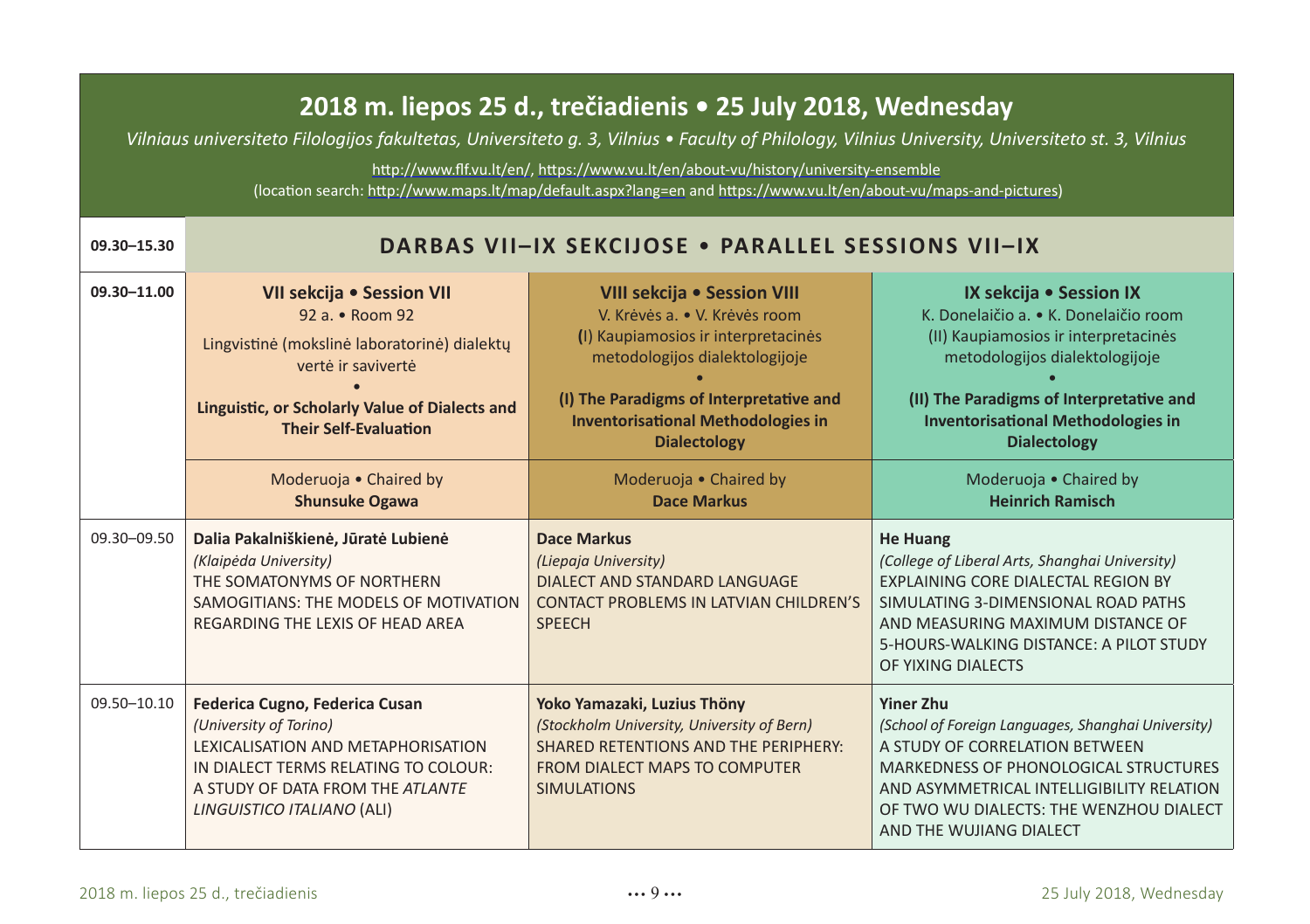## 2018 m. liepos 25 d., trečiadienis • 25 July 2018, Wednesday

*Vilniaus universiteto Filologijos fakultetas, Universiteto g. 3, Vilnius • Faculty of Philology, Vilnius University, Universiteto st. 3, Vilnius*

http://www.flf.vu.lt/en/, https://www.vu.lt/en/about-vu/history/university-ensemble
(location search: http://www.maps.lt/map/default.aspx?lang=en and https://www.vu.lt/en/about-vu/maps-and-pictures)

| 09.30–15.30 | **DARBAS VII–IX SEKCIJOSE • PARALLEL SESSIONS VII–IX** | | |
|---|---|---|---|
| 09.30–11.00 | **VII sekcija • Session VII**<br>92 a. • Room 92<br>Lingvistinė (mokslinė laboratorinė) dialektų vertė ir savivertė<br>•<br>**Linguistic, or Scholarly Value of Dialects and Their Self-Evaluation** | **VIII sekcija • Session VIII**<br>V. Krėvės a. • V. Krėvės room<br>(I) Kaupiamosios ir interpretacinės metodologijos dialektologijoje<br>•<br>**(I) The Paradigms of Interpretative and Inventorisational Methodologies in Dialectology** | **IX sekcija • Session IX**<br>K. Donelaičio a. • K. Donelaičio room<br>(II) Kaupiamosios ir interpretacinės metodologijos dialektologijoje<br>•<br>**(II) The Paradigms of Interpretative and Inventorisational Methodologies in Dialectology** |
| | Moderuoja • Chaired by<br>**Shunsuke Ogawa** | Moderuoja • Chaired by<br>**Dace Markus** | Moderuoja • Chaired by<br>**Heinrich Ramisch** |
| 09.30–09.50 | **Dalia Pakalniškienė, Jūratė Lubienė**<br>*(Klaipėda University)*<br>THE SOMATONYMS OF NORTHERN SAMOGITIANS: THE MODELS OF MOTIVATION REGARDING THE LEXIS OF HEAD AREA | **Dace Markus**<br>*(Liepaja University)*<br>DIALECT AND STANDARD LANGUAGE CONTACT PROBLEMS IN LATVIAN CHILDREN'S SPEECH | **He Huang**<br>*(College of Liberal Arts, Shanghai University)*<br>EXPLAINING CORE DIALECTAL REGION BY SIMULATING 3-DIMENSIONAL ROAD PATHS AND MEASURING MAXIMUM DISTANCE OF 5-HOURS-WALKING DISTANCE: A PILOT STUDY OF YIXING DIALECTS |
| 09.50–10.10 | **Federica Cugno, Federica Cusan**<br>*(University of Torino)*<br>LEXICALISATION AND METAPHORISATION IN DIALECT TERMS RELATING TO COLOUR: A STUDY OF DATA FROM THE *ATLANTE LINGUISTICO ITALIANO* (ALI) | **Yoko Yamazaki, Luzius Thöny**<br>*(Stockholm University, University of Bern)*<br>SHARED RETENTIONS AND THE PERIPHERY: FROM DIALECT MAPS TO COMPUTER SIMULATIONS | **Yiner Zhu**<br>*(School of Foreign Languages, Shanghai University)*<br>A STUDY OF CORRELATION BETWEEN MARKEDNESS OF PHONOLOGICAL STRUCTURES AND ASYMMETRICAL INTELLIGIBILITY RELATION OF TWO WU DIALECTS: THE WENZHOU DIALECT AND THE WUJIANG DIALECT |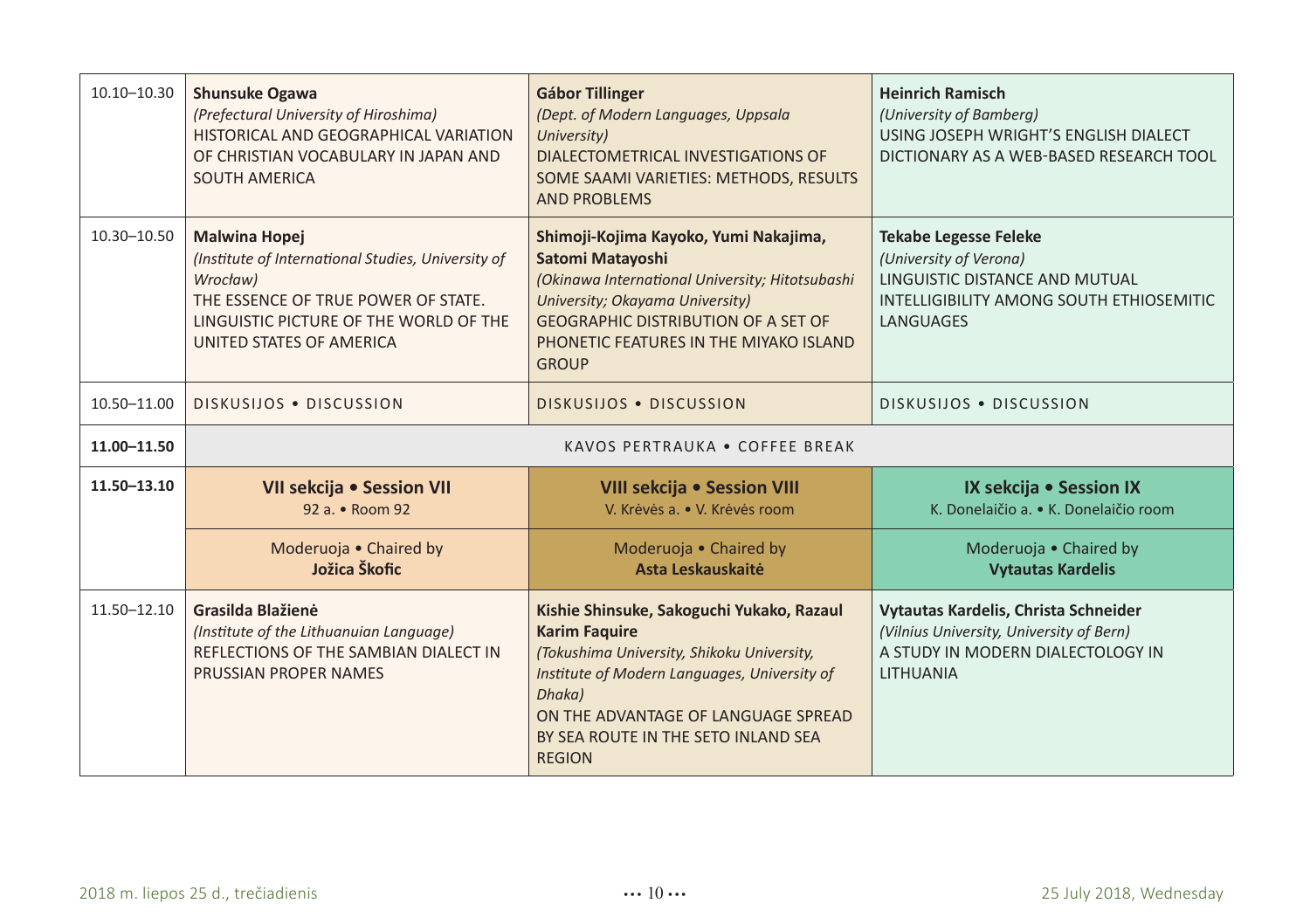| | | | |
|---|---|---|---|
| 10.10–10.30 | **Shunsuke Ogawa**<br>*(Prefectural University of Hiroshima)*<br>HISTORICAL AND GEOGRAPHICAL VARIATION OF CHRISTIAN VOCABULARY IN JAPAN AND SOUTH AMERICA | **Gábor Tillinger**<br>*(Dept. of Modern Languages, Uppsala University)*<br>DIALECTOMETRICAL INVESTIGATIONS OF SOME SAAMI VARIETIES: METHODS, RESULTS AND PROBLEMS | **Heinrich Ramisch**<br>*(University of Bamberg)*<br>USING JOSEPH WRIGHT'S ENGLISH DIALECT DICTIONARY AS A WEB-BASED RESEARCH TOOL |
| 10.30–10.50 | **Malwina Hopej**<br>*(Institute of International Studies, University of Wrocław)*<br>THE ESSENCE OF TRUE POWER OF STATE. LINGUISTIC PICTURE OF THE WORLD OF THE UNITED STATES OF AMERICA | **Shimoji-Kojima Kayoko, Yumi Nakajima, Satomi Matayoshi**<br>*(Okinawa International University; Hitotsubashi University; Okayama University)*<br>GEOGRAPHIC DISTRIBUTION OF A SET OF PHONETIC FEATURES IN THE MIYAKO ISLAND GROUP | **Tekabe Legesse Feleke**<br>*(University of Verona)*<br>LINGUISTIC DISTANCE AND MUTUAL INTELLIGIBILITY AMONG SOUTH ETHIOSEMITIC LANGUAGES |
| 10.50–11.00 | DISKUSIJOS • DISCUSSION | DISKUSIJOS • DISCUSSION | DISKUSIJOS • DISCUSSION |
| **11.00–11.50** | KAVOS PERTRAUKA • COFFEE BREAK | | |
| **11.50–13.10** | **VII sekcija • Session VII**<br>92 a. • Room 92 | **VIII sekcija • Session VIII**<br>V. Krėvės a. • V. Krėvės room | **IX sekcija • Session IX**<br>K. Donelaičio a. • K. Donelaičio room |
| | Moderuoja • Chaired by<br>**Jožica Škofic** | Moderuoja • Chaired by<br>**Asta Leskauskaitė** | Moderuoja • Chaired by<br>**Vytautas Kardelis** |
| 11.50–12.10 | **Grasilda Blažienė**<br>*(Institute of the Lithuanuian Language)*<br>REFLECTIONS OF THE SAMBIAN DIALECT IN PRUSSIAN PROPER NAMES | **Kishie Shinsuke, Sakoguchi Yukako, Razaul Karim Faquire**<br>*(Tokushima University, Shikoku University, Institute of Modern Languages, University of Dhaka)*<br>ON THE ADVANTAGE OF LANGUAGE SPREAD BY SEA ROUTE IN THE SETO INLAND SEA REGION | **Vytautas Kardelis, Christa Schneider**<br>*(Vilnius University, University of Bern)*<br>A STUDY IN MODERN DIALECTOLOGY IN LITHUANIA |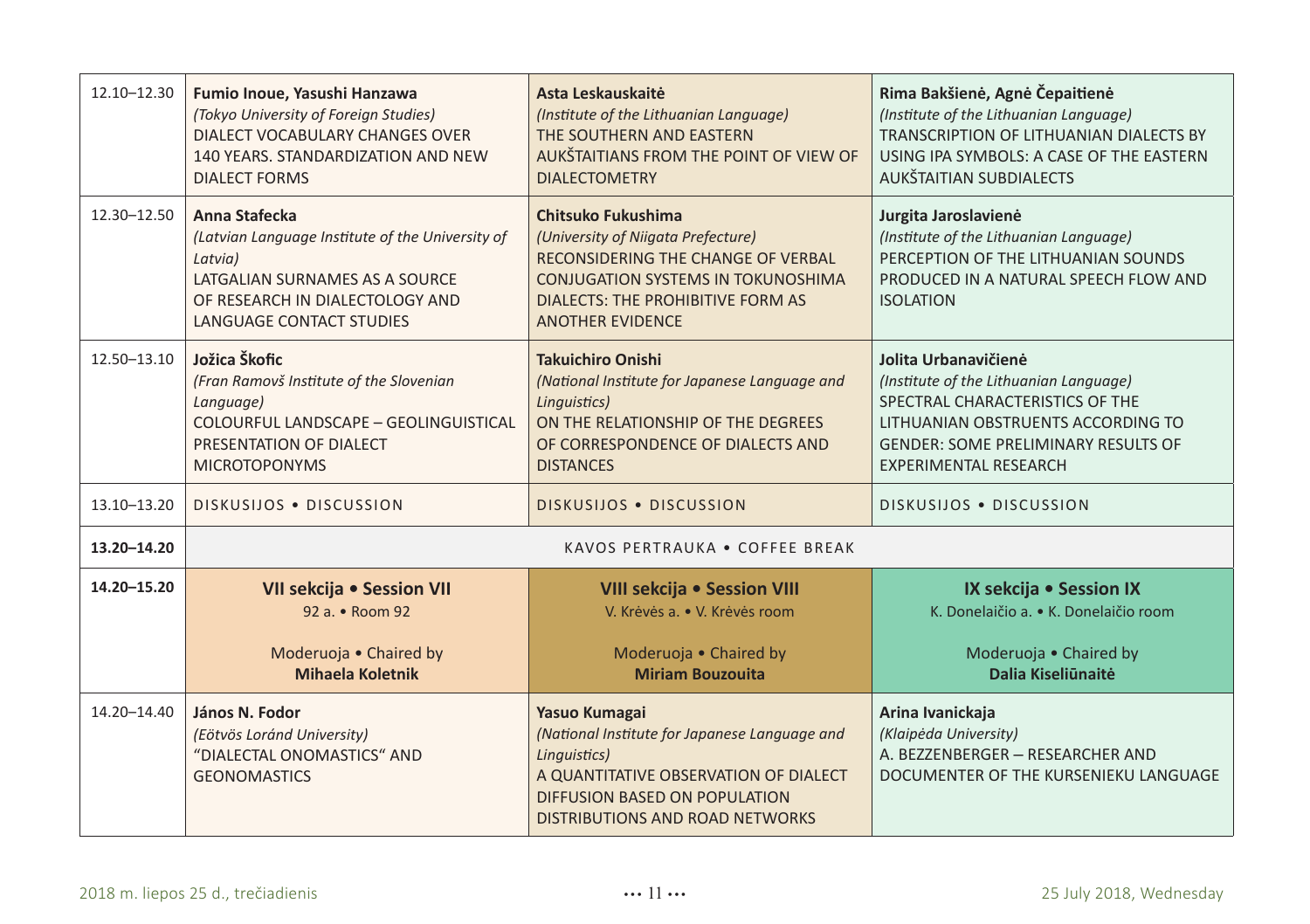| | | | |
|---|---|---|---|
| 12.10–12.30 | **Fumio Inoue, Yasushi Hanzawa**<br>*(Tokyo University of Foreign Studies)*<br>DIALECT VOCABULARY CHANGES OVER 140 YEARS. STANDARDIZATION AND NEW DIALECT FORMS | **Asta Leskauskaitė**<br>*(Institute of the Lithuanian Language)*<br>THE SOUTHERN AND EASTERN AUKŠTAITIANS FROM THE POINT OF VIEW OF DIALECTOMETRY | **Rima Bakšienė, Agnė Čepaitienė**<br>*(Institute of the Lithuanian Language)*<br>TRANSCRIPTION OF LITHUANIAN DIALECTS BY USING IPA SYMBOLS: A CASE OF THE EASTERN AUKŠTAITIAN SUBDIALECTS |
| 12.30–12.50 | **Anna Stafecka**<br>*(Latvian Language Institute of the University of Latvia)*<br>LATGALIAN SURNAMES AS A SOURCE OF RESEARCH IN DIALECTOLOGY AND LANGUAGE CONTACT STUDIES | **Chitsuko Fukushima**<br>*(University of Niigata Prefecture)*<br>RECONSIDERING THE CHANGE OF VERBAL CONJUGATION SYSTEMS IN TOKUNOSHIMA DIALECTS: THE PROHIBITIVE FORM AS ANOTHER EVIDENCE | **Jurgita Jaroslavienė**<br>*(Institute of the Lithuanian Language)*<br>PERCEPTION OF THE LITHUANIAN SOUNDS PRODUCED IN A NATURAL SPEECH FLOW AND ISOLATION |
| 12.50–13.10 | **Jožica Škofic**<br>*(Fran Ramovš Institute of the Slovenian Language)*<br>COLOURFUL LANDSCAPE – GEOLINGUISTICAL PRESENTATION OF DIALECT MICROTOPONYMS | **Takuichiro Onishi**<br>*(National Institute for Japanese Language and Linguistics)*<br>ON THE RELATIONSHIP OF THE DEGREES OF CORRESPONDENCE OF DIALECTS AND DISTANCES | **Jolita Urbanavičienė**<br>*(Institute of the Lithuanian Language)*<br>SPECTRAL CHARACTERISTICS OF THE LITHUANIAN OBSTRUENTS ACCORDING TO GENDER: SOME PRELIMINARY RESULTS OF EXPERIMENTAL RESEARCH |
| 13.10–13.20 | DISKUSIJOS • DISCUSSION | DISKUSIJOS • DISCUSSION | DISKUSIJOS • DISCUSSION |
| **13.20–14.20** | KAVOS PERTRAUKA • COFFEE BREAK | | |
| **14.20–15.20** | **VII sekcija • Session VII**<br>92 a. • Room 92<br><br>Moderuoja • Chaired by<br>**Mihaela Koletnik** | **VIII sekcija • Session VIII**<br>V. Krėvės a. • V. Krėvės room<br><br>Moderuoja • Chaired by<br>**Miriam Bouzouita** | **IX sekcija • Session IX**<br>K. Donelaičio a. • K. Donelaičio room<br><br>Moderuoja • Chaired by<br>**Dalia Kiseliūnaitė** |
| 14.20–14.40 | **János N. Fodor**<br>*(Eötvös Loránd University)*<br>"DIALECTAL ONOMASTICS" AND GEONOMASTICS | **Yasuo Kumagai**<br>*(National Institute for Japanese Language and Linguistics)*<br>A QUANTITATIVE OBSERVATION OF DIALECT DIFFUSION BASED ON POPULATION DISTRIBUTIONS AND ROAD NETWORKS | **Arina Ivanickaja**<br>*(Klaipėda University)*<br>A. BEZZENBERGER – RESEARCHER AND DOCUMENTER OF THE KURSENIEKU LANGUAGE |

2018 m. liepos 25 d., trečiadienis — 25 July 2018, Wednesday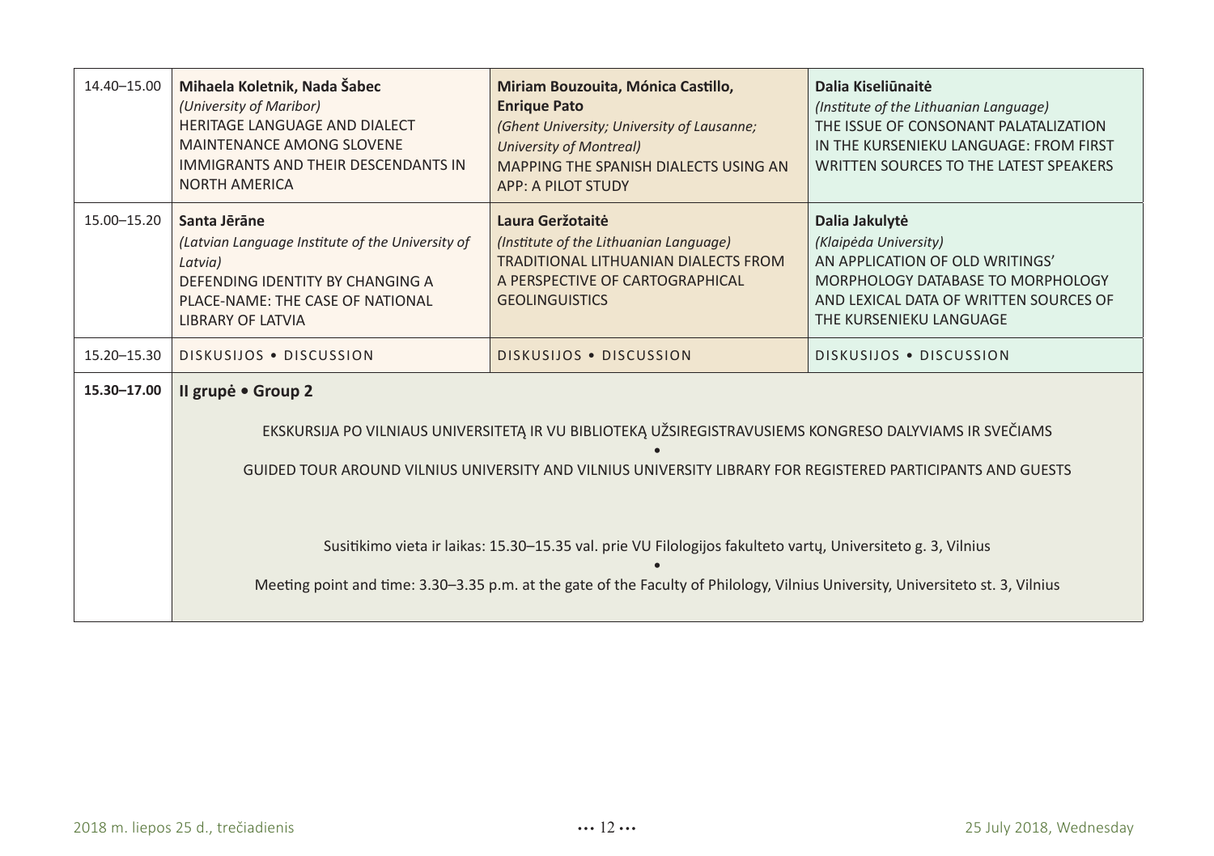| | | | |
|---|---|---|---|
| 14.40–15.00 | **Mihaela Koletnik, Nada Šabec**<br>*(University of Maribor)*<br>HERITAGE LANGUAGE AND DIALECT MAINTENANCE AMONG SLOVENE IMMIGRANTS AND THEIR DESCENDANTS IN NORTH AMERICA | **Miriam Bouzouita, Mónica Castillo, Enrique Pato**<br>*(Ghent University; University of Lausanne; University of Montreal)*<br>MAPPING THE SPANISH DIALECTS USING AN APP: A PILOT STUDY | **Dalia Kiseliūnaitė**<br>*(Institute of the Lithuanian Language)*<br>THE ISSUE OF CONSONANT PALATALIZATION IN THE KURSENIEKU LANGUAGE: FROM FIRST WRITTEN SOURCES TO THE LATEST SPEAKERS |
| 15.00–15.20 | **Santa Jērāne**<br>*(Latvian Language Institute of the University of Latvia)*<br>DEFENDING IDENTITY BY CHANGING A PLACE-NAME: THE CASE OF NATIONAL LIBRARY OF LATVIA | **Laura Geržotaitė**<br>*(Institute of the Lithuanian Language)*<br>TRADITIONAL LITHUANIAN DIALECTS FROM A PERSPECTIVE OF CARTOGRAPHICAL GEOLINGUISTICS | **Dalia Jakulytė**<br>*(Klaipėda University)*<br>AN APPLICATION OF OLD WRITINGS' MORPHOLOGY DATABASE TO MORPHOLOGY AND LEXICAL DATA OF WRITTEN SOURCES OF THE KURSENIEKU LANGUAGE |
| 15.20–15.30 | DISKUSIJOS • DISCUSSION | DISKUSIJOS • DISCUSSION | DISKUSIJOS • DISCUSSION |
| **15.30–17.00** | **II grupė • Group 2**<br><br>EKSKURSIJA PO VILNIAUS UNIVERSITETĄ IR VU BIBLIOTEKĄ UŽSIREGISTRAVUSIEMS KONGRESO DALYVIAMS IR SVEČIAMS<br>•<br>GUIDED TOUR AROUND VILNIUS UNIVERSITY AND VILNIUS UNIVERSITY LIBRARY FOR REGISTERED PARTICIPANTS AND GUESTS<br><br>Susitikimo vieta ir laikas: 15.30–15.35 val. prie VU Filologijos fakulteto vartų, Universiteto g. 3, Vilnius<br>•<br>Meeting point and time: 3.30–3.35 p.m. at the gate of the Faculty of Philology, Vilnius University, Universiteto st. 3, Vilnius | | |

2018 m. liepos 25 d., trečiadienis — 25 July 2018, Wednesday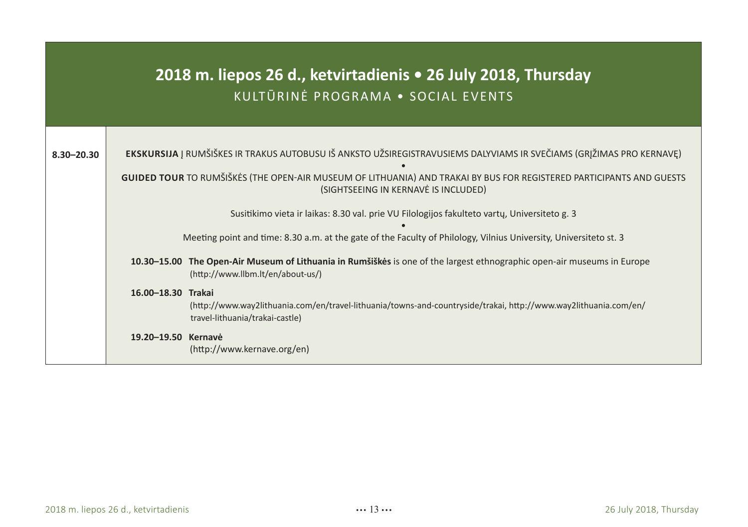## 2018 m. liepos 26 d., ketvirtadienis • 26 July 2018, Thursday

### KULTŪRINĖ PROGRAMA • SOCIAL EVENTS

| | |
|---|---|
| **8.30–20.30** | **EKSKURSIJA** Į RUMŠIŠKES IR TRAKUS AUTOBUSU IŠ ANKSTO UŽSIREGISTRAVUSIEMS DALYVIAMS IR SVEČIAMS (GRĮŽIMAS PRO KERNAVĘ) • **GUIDED TOUR** TO RUMŠIŠKĖS (THE OPEN-AIR MUSEUM OF LITHUANIA) AND TRAKAI BY BUS FOR REGISTERED PARTICIPANTS AND GUESTS (SIGHTSEEING IN KERNAVĖ IS INCLUDED)<br><br>Susitikimo vieta ir laikas: 8.30 val. prie VU Filologijos fakulteto vartų, Universiteto g. 3 • Meeting point and time: 8.30 a.m. at the gate of the Faculty of Philology, Vilnius University, Universiteto st. 3<br><br>**10.30–15.00** **The Open-Air Museum of Lithuania in Rumšiškės** is one of the largest ethnographic open-air museums in Europe (http://www.llbm.lt/en/about-us/)<br><br>**16.00–18.30** **Trakai** (http://www.way2lithuania.com/en/travel-lithuania/towns-and-countryside/trakai, http://www.way2lithuania.com/en/travel-lithuania/trakai-castle)<br><br>**19.20–19.50** **Kernavė** (http://www.kernave.org/en) |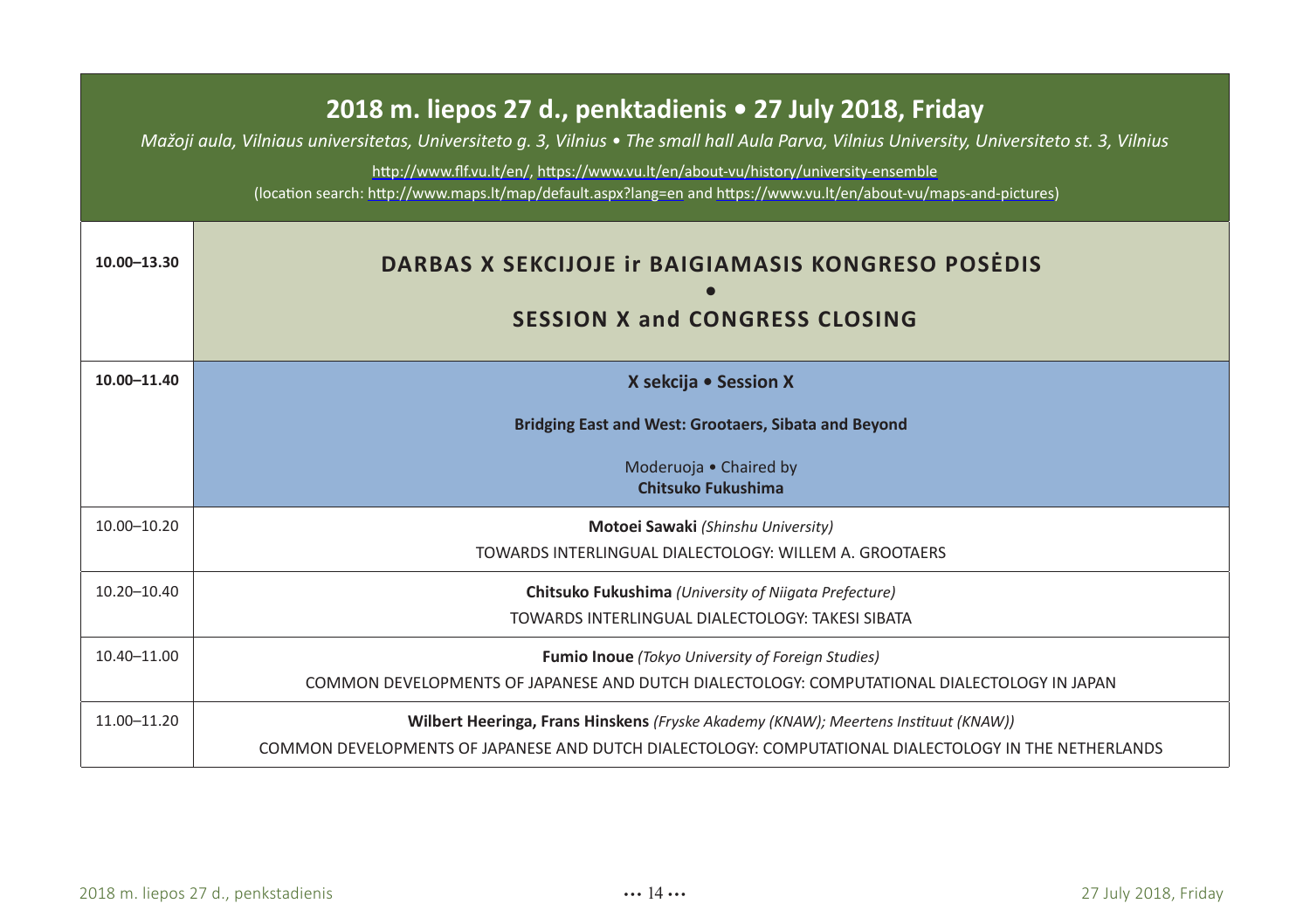## 2018 m. liepos 27 d., penktadienis • 27 July 2018, Friday

*Mažoji aula, Vilniaus universitetas, Universiteto g. 3, Vilnius • The small hall Aula Parva, Vilnius University, Universiteto st. 3, Vilnius*

http://www.flf.vu.lt/en/, https://www.vu.lt/en/about-vu/history/university-ensemble

(location search: http://www.maps.lt/map/default.aspx?lang=en and https://www.vu.lt/en/about-vu/maps-and-pictures)

| | |
|---|---|
| **10.00–13.30** | **DARBAS X SEKCIJOJE ir BAIGIAMASIS KONGRESO POSĖDIS • SESSION X and CONGRESS CLOSING** |
| **10.00–11.40** | **X sekcija • Session X**<br><br>**Bridging East and West: Grootaers, Sibata and Beyond**<br><br>Moderuoja • Chaired by<br>**Chitsuko Fukushima** |
| 10.00–10.20 | **Motoei Sawaki** *(Shinshu University)*<br>TOWARDS INTERLINGUAL DIALECTOLOGY: WILLEM A. GROOTAERS |
| 10.20–10.40 | **Chitsuko Fukushima** *(University of Niigata Prefecture)*<br>TOWARDS INTERLINGUAL DIALECTOLOGY: TAKESI SIBATA |
| 10.40–11.00 | **Fumio Inoue** *(Tokyo University of Foreign Studies)*<br>COMMON DEVELOPMENTS OF JAPANESE AND DUTCH DIALECTOLOGY: COMPUTATIONAL DIALECTOLOGY IN JAPAN |
| 11.00–11.20 | **Wilbert Heeringa, Frans Hinskens** *(Fryske Akademy (KNAW); Meertens Instituut (KNAW))*<br>COMMON DEVELOPMENTS OF JAPANESE AND DUTCH DIALECTOLOGY: COMPUTATIONAL DIALECTOLOGY IN THE NETHERLANDS |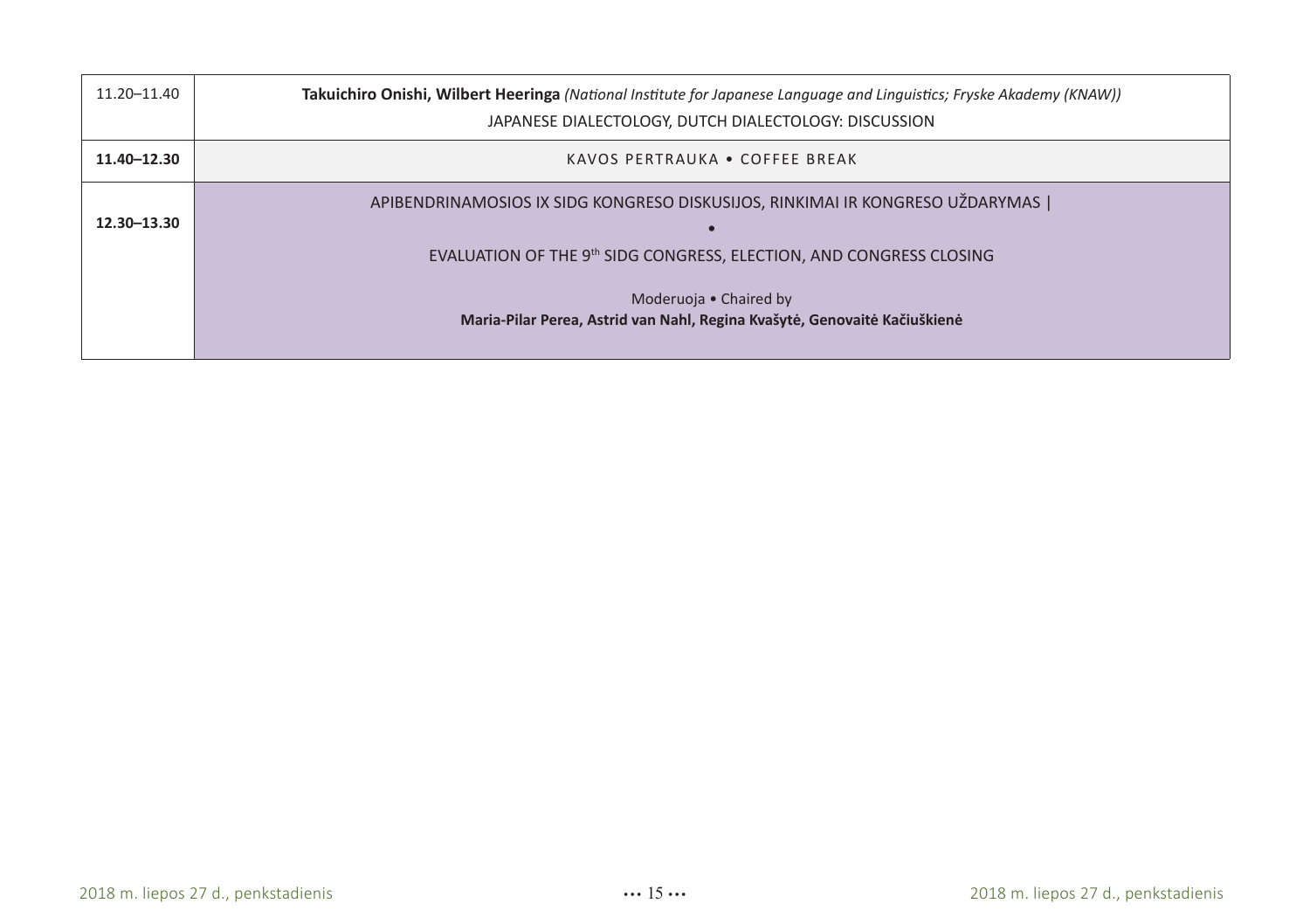| | |
|---|---|
| 11.20–11.40 | **Takuichiro Onishi, Wilbert Heeringa** *(National Institute for Japanese Language and Linguistics; Fryske Akademy (KNAW))*<br>JAPANESE DIALECTOLOGY, DUTCH DIALECTOLOGY: DISCUSSION |
| **11.40–12.30** | KAVOS PERTRAUKA • COFFEE BREAK |
| **12.30–13.30** | APIBENDRINAMOSIOS IX SIDG KONGRESO DISKUSIJOS, RINKIMAI IR KONGRESO UŽDARYMAS \|<br>•<br>EVALUATION OF THE 9th SIDG CONGRESS, ELECTION, AND CONGRESS CLOSING<br><br>Moderuoja • Chaired by<br>**Maria-Pilar Perea, Astrid van Nahl, Regina Kvašytė, Genovaitė Kačiuškienė** |